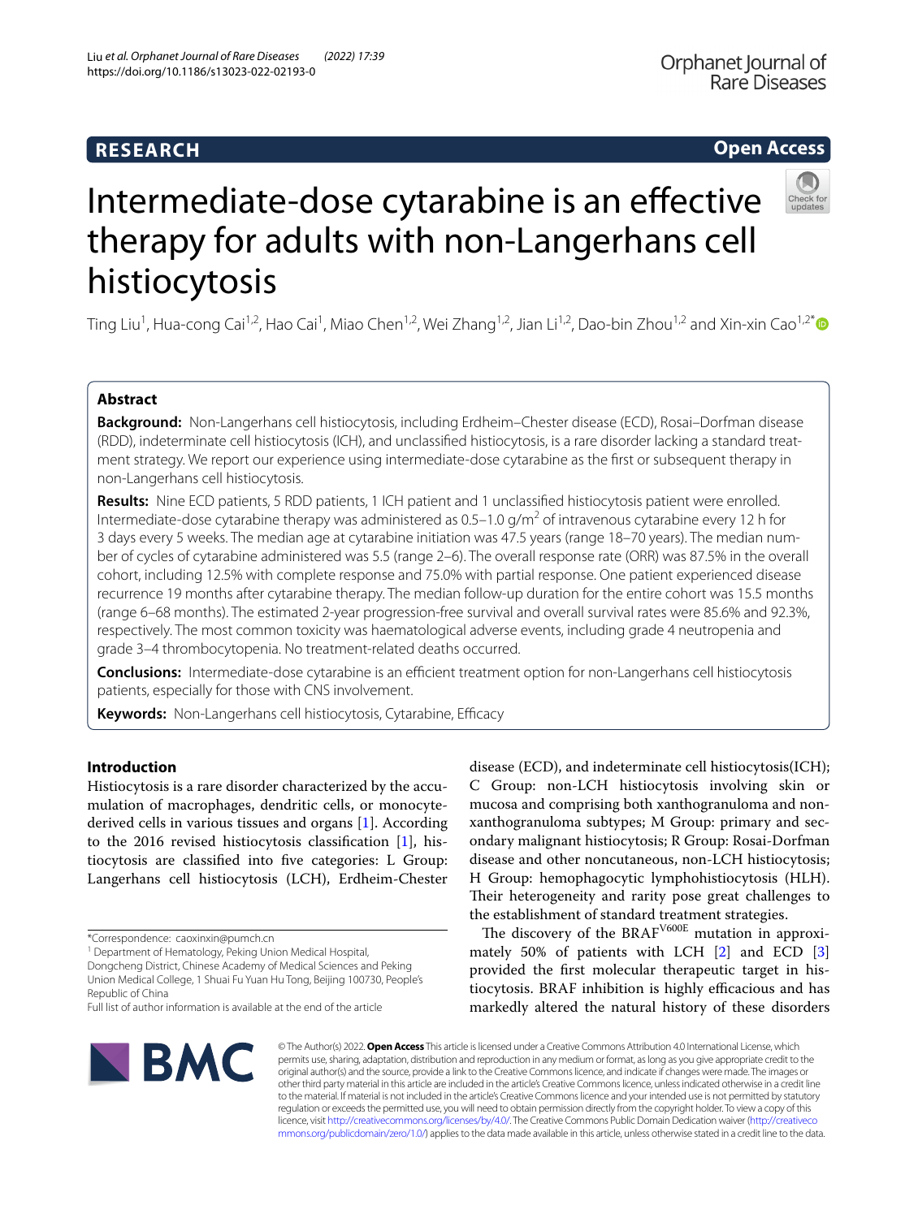# RESEARCH

**Open Access**

# Intermediate-dose cytarabine is an effective therapy for adults with non-Langerhans cell histiocytosis

Ting Liu[1], Hua-cong Cai[1,2], Hao Cai[1], Miao Chen[1,2], Wei Zhang[1,2], Jian Li[1,2], Dao-bin Zhou[1,2] and Xin-xin Cao[1,2*]

## Abstract

**Background:** Non-Langerhans cell histiocytosis, including Erdheim–Chester disease (ECD), Rosai–Dorfman disease (RDD), indeterminate cell histiocytosis (ICH), and unclassified histiocytosis, is a rare disorder lacking a standard treatment strategy. We report our experience using intermediate-dose cytarabine as the first or subsequent therapy in non-Langerhans cell histiocytosis.

**Results:** Nine ECD patients, 5 RDD patients, 1 ICH patient and 1 unclassified histiocytosis patient were enrolled. Intermediate-dose cytarabine therapy was administered as 0.5–1.0 g/m$^2$ of intravenous cytarabine every 12 h for 3 days every 5 weeks. The median age at cytarabine initiation was 47.5 years (range 18–70 years). The median number of cycles of cytarabine administered was 5.5 (range 2–6). The overall response rate (ORR) was 87.5% in the overall cohort, including 12.5% with complete response and 75.0% with partial response. One patient experienced disease recurrence 19 months after cytarabine therapy. The median follow-up duration for the entire cohort was 15.5 months (range 6–68 months). The estimated 2-year progression-free survival and overall survival rates were 85.6% and 92.3%, respectively. The most common toxicity was haematological adverse events, including grade 4 neutropenia and grade 3–4 thrombocytopenia. No treatment-related deaths occurred.

**Conclusions:** Intermediate-dose cytarabine is an efficient treatment option for non-Langerhans cell histiocytosis patients, especially for those with CNS involvement.

**Keywords:** Non-Langerhans cell histiocytosis, Cytarabine, Efficacy

## Introduction

Histiocytosis is a rare disorder characterized by the accumulation of macrophages, dendritic cells, or monocyte-derived cells in various tissues and organs [1]. According to the 2016 revised histiocytosis classification [1], histiocytosis are classified into five categories: L Group: Langerhans cell histiocytosis (LCH), Erdheim-Chester disease (ECD), and indeterminate cell histiocytosis(ICH); C Group: non-LCH histiocytosis involving skin or mucosa and comprising both xanthogranuloma and non-xanthogranuloma subtypes; M Group: primary and secondary malignant histiocytosis; R Group: Rosai-Dorfman disease and other noncutaneous, non-LCH histiocytosis; H Group: hemophagocytic lymphohistiocytosis (HLH). Their heterogeneity and rarity pose great challenges to the establishment of standard treatment strategies.

The discovery of the BRAF$^{V600E}$ mutation in approximately 50% of patients with LCH [2] and ECD [3] provided the first molecular therapeutic target in histiocytosis. BRAF inhibition is highly efficacious and has markedly altered the natural history of these disorders

*Correspondence: caoxinxin@pumch.cn
[1] Department of Hematology, Peking Union Medical Hospital, Dongcheng District, Chinese Academy of Medical Sciences and Peking Union Medical College, 1 Shuai Fu Yuan Hu Tong, Beijing 100730, People's Republic of China
Full list of author information is available at the end of the article

© The Author(s) 2022. **Open Access** This article is licensed under a Creative Commons Attribution 4.0 International License, which permits use, sharing, adaptation, distribution and reproduction in any medium or format, as long as you give appropriate credit to the original author(s) and the source, provide a link to the Creative Commons licence, and indicate if changes were made. The images or other third party material in this article are included in the article's Creative Commons licence, unless indicated otherwise in a credit line to the material. If material is not included in the article's Creative Commons licence and your intended use is not permitted by statutory regulation or exceeds the permitted use, you will need to obtain permission directly from the copyright holder. To view a copy of this licence, visit http://creativecommons.org/licenses/by/4.0/. The Creative Commons Public Domain Dedication waiver (http://creativecommons.org/publicdomain/zero/1.0/) applies to the data made available in this article, unless otherwise stated in a credit line to the data.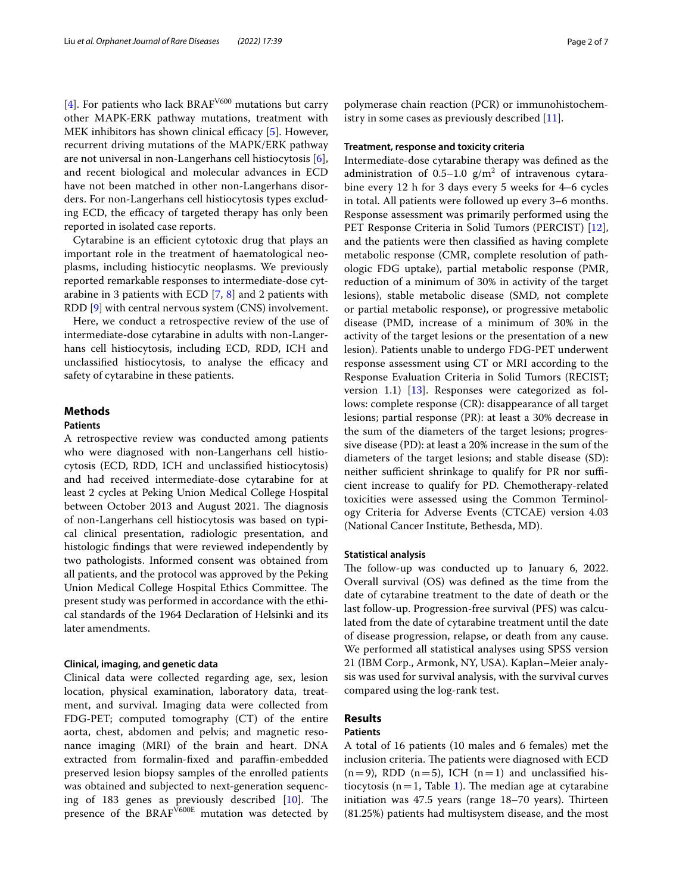[4]. For patients who lack $BRAF^{V600}$ mutations but carry other MAPK-ERK pathway mutations, treatment with MEK inhibitors has shown clinical efficacy [5]. However, recurrent driving mutations of the MAPK/ERK pathway are not universal in non-Langerhans cell histiocytosis [6], and recent biological and molecular advances in ECD have not been matched in other non-Langerhans disorders. For non-Langerhans cell histiocytosis types excluding ECD, the efficacy of targeted therapy has only been reported in isolated case reports.

Cytarabine is an efficient cytotoxic drug that plays an important role in the treatment of haematological neoplasms, including histiocytic neoplasms. We previously reported remarkable responses to intermediate-dose cytarabine in 3 patients with ECD [7, 8] and 2 patients with RDD [9] with central nervous system (CNS) involvement.

Here, we conduct a retrospective review of the use of intermediate-dose cytarabine in adults with non-Langerhans cell histiocytosis, including ECD, RDD, ICH and unclassified histiocytosis, to analyse the efficacy and safety of cytarabine in these patients.

## Methods

### Patients

A retrospective review was conducted among patients who were diagnosed with non-Langerhans cell histiocytosis (ECD, RDD, ICH and unclassified histiocytosis) and had received intermediate-dose cytarabine for at least 2 cycles at Peking Union Medical College Hospital between October 2013 and August 2021. The diagnosis of non-Langerhans cell histiocytosis was based on typical clinical presentation, radiologic presentation, and histologic findings that were reviewed independently by two pathologists. Informed consent was obtained from all patients, and the protocol was approved by the Peking Union Medical College Hospital Ethics Committee. The present study was performed in accordance with the ethical standards of the 1964 Declaration of Helsinki and its later amendments.

### Clinical, imaging, and genetic data

Clinical data were collected regarding age, sex, lesion location, physical examination, laboratory data, treatment, and survival. Imaging data were collected from FDG-PET; computed tomography (CT) of the entire aorta, chest, abdomen and pelvis; and magnetic resonance imaging (MRI) of the brain and heart. DNA extracted from formalin-fixed and paraffin-embedded preserved lesion biopsy samples of the enrolled patients was obtained and subjected to next-generation sequencing of 183 genes as previously described [10]. The presence of the $BRAF^{V600E}$ mutation was detected by polymerase chain reaction (PCR) or immunohistochemistry in some cases as previously described [11].

### Treatment, response and toxicity criteria

Intermediate-dose cytarabine therapy was defined as the administration of 0.5–1.0 $g/m^2$ of intravenous cytarabine every 12 h for 3 days every 5 weeks for 4–6 cycles in total. All patients were followed up every 3–6 months. Response assessment was primarily performed using the PET Response Criteria in Solid Tumors (PERCIST) [12], and the patients were then classified as having complete metabolic response (CMR, complete resolution of pathologic FDG uptake), partial metabolic response (PMR, reduction of a minimum of 30% in activity of the target lesions), stable metabolic disease (SMD, not complete or partial metabolic response), or progressive metabolic disease (PMD, increase of a minimum of 30% in the activity of the target lesions or the presentation of a new lesion). Patients unable to undergo FDG-PET underwent response assessment using CT or MRI according to the Response Evaluation Criteria in Solid Tumors (RECIST; version 1.1) [13]. Responses were categorized as follows: complete response (CR): disappearance of all target lesions; partial response (PR): at least a 30% decrease in the sum of the diameters of the target lesions; progressive disease (PD): at least a 20% increase in the sum of the diameters of the target lesions; and stable disease (SD): neither sufficient shrinkage to qualify for PR nor sufficient increase to qualify for PD. Chemotherapy-related toxicities were assessed using the Common Terminology Criteria for Adverse Events (CTCAE) version 4.03 (National Cancer Institute, Bethesda, MD).

### Statistical analysis

The follow-up was conducted up to January 6, 2022. Overall survival (OS) was defined as the time from the date of cytarabine treatment to the date of death or the last follow-up. Progression-free survival (PFS) was calculated from the date of cytarabine treatment until the date of disease progression, relapse, or death from any cause. We performed all statistical analyses using SPSS version 21 (IBM Corp., Armonk, NY, USA). Kaplan–Meier analysis was used for survival analysis, with the survival curves compared using the log-rank test.

## Results

### Patients

A total of 16 patients (10 males and 6 females) met the inclusion criteria. The patients were diagnosed with ECD (n = 9), RDD (n = 5), ICH (n = 1) and unclassified histiocytosis (n = 1, Table 1). The median age at cytarabine initiation was 47.5 years (range 18–70 years). Thirteen (81.25%) patients had multisystem disease, and the most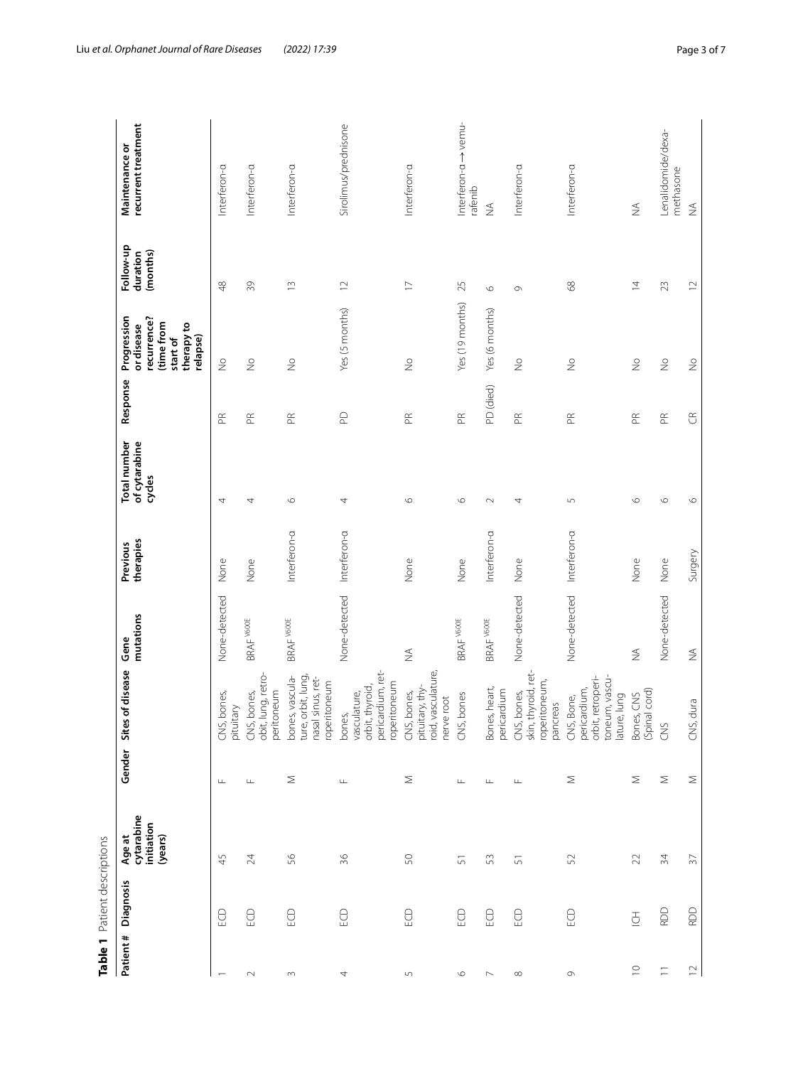**Table 1** Patient descriptions

| Patient # | Diagnosis | Age at cytarabine initiation (years) | Gender | Sites of disease | Gene mutations | Previous therapies | Total number of cytarabine cycles | Response | Progression or disease recurrence? (time from start of therapy to relapse) | Follow-up duration (months) | Maintenance or recurrent treatment |
|---|---|---|---|---|---|---|---|---|---|---|---|
| 1 | ECD | 45 | F | CNS, bones, pituitary | None-detected | None | 4 | PR | No | 48 | Interferon-α |
| 2 | ECD | 24 | F | CNS, bones, obit, lung, retroperitoneum | BRAF $^{V600E}$ | None | 4 | PR | No | 39 | Interferon-α |
| 3 | ECD | 56 | M | bones, vasculature, orbit, lung, nasal sinus, retroperitoneum | BRAF $^{V600E}$ | Interferon-α | 6 | PR | No | 13 | Interferon-α |
| 4 | ECD | 36 | F | bones, vasculature, orbit, thyroid, pericardium, retroperitoneum | None-detected | Interferon-α | 4 | PD | Yes (5 months) | 12 | Sirolimus/prednisone |
| 5 | ECD | 50 | M | CNS, bones, pituitary, thyroid, vasculature, nerve root | NA | None | 6 | PR | No | 17 | Interferon-α |
| 6 | ECD | 51 | F | CNS, bones | BRAF $^{V600E}$ | None | 6 | PR | Yes (19 months) | 25 | Interferon-α → vemurafenib |
| 7 | ECD | 53 | F | Bones, heart, pericardium | BRAF $^{V600E}$ | Interferon-α | 2 | PD (died) | Yes (6 months) | 6 | NA |
| 8 | ECD | 51 | F | CNS, bones, skin, thyroid, retroperitoneum, pancreas | None-detected | None | 4 | PR | No | 9 | Interferon-α |
| 9 | ECD | 52 | M | CNS, Bone, pericardium, orbit, retroperitoneum, vasculature, lung | None-detected | Interferon-α | 5 | PR | No | 68 | Interferon-α |
| 10 | ICH | 22 | M | Bones, CNS (Spinal cord) | NA | None | 6 | PR | No | 14 | NA |
| 11 | RDD | 34 | M | CNS | None-detected | None | 6 | PR | No | 23 | Lenalidomide/dexamethasone |
| 12 | RDD | 37 | M | CNS, dura | NA | Surgery | 6 | CR | No | 12 | NA |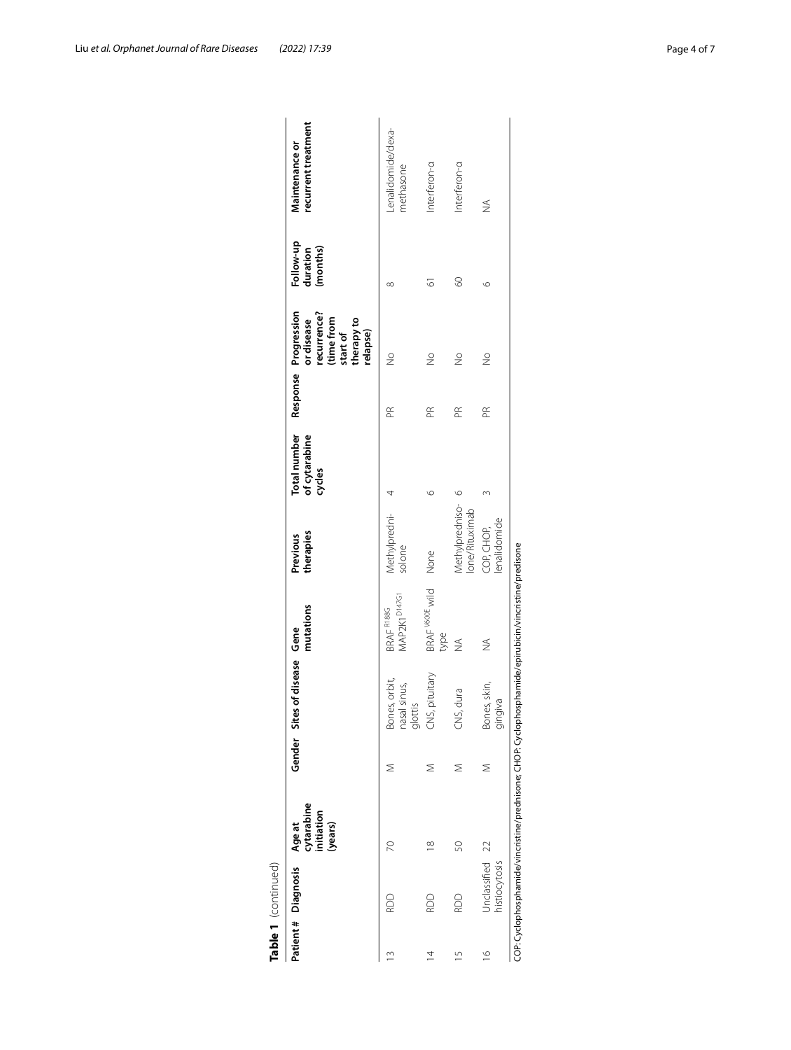**Table 1** (continued)

| Patient # | Diagnosis | Age at cytarabine initiation (years) | Gender | Sites of disease | Gene mutations | Previous therapies | Total number of cytarabine cycles | Response | Progression or disease recurrence? (time from start of therapy to relapse) | Follow-up duration (months) | Maintenance or recurrent treatment |
|---|---|---|---|---|---|---|---|---|---|---|---|
| 13 | RDD | 70 | M | Bones, orbit, nasal sinus, glottis | $BRAF^{R188G}$ $MAP2K1^{D147G1}$ | Methylprednisolone | 4 | PR | No | 8 | Lenalidomide/dexamethasone |
| 14 | RDD | 18 | M | CNS, pituitary | $BRAF^{V600E}$ wild type | None | 6 | PR | No | 61 | Interferon-α |
| 15 | RDD | 50 | M | CNS, dura | NA | Methylprednisolone/Rituximab | 6 | PR | No | 60 | Interferon-α |
| 16 | Unclassified histiocytosis | 22 | M | Bones, skin, gingiva | NA | COP, CHOP, lenalidomide | 3 | PR | No | 6 | NA |

COP: Cyclophosphamide/vincristine/prednisone; CHOP: Cyclophosphamide/epirubicin/vincristine/predisone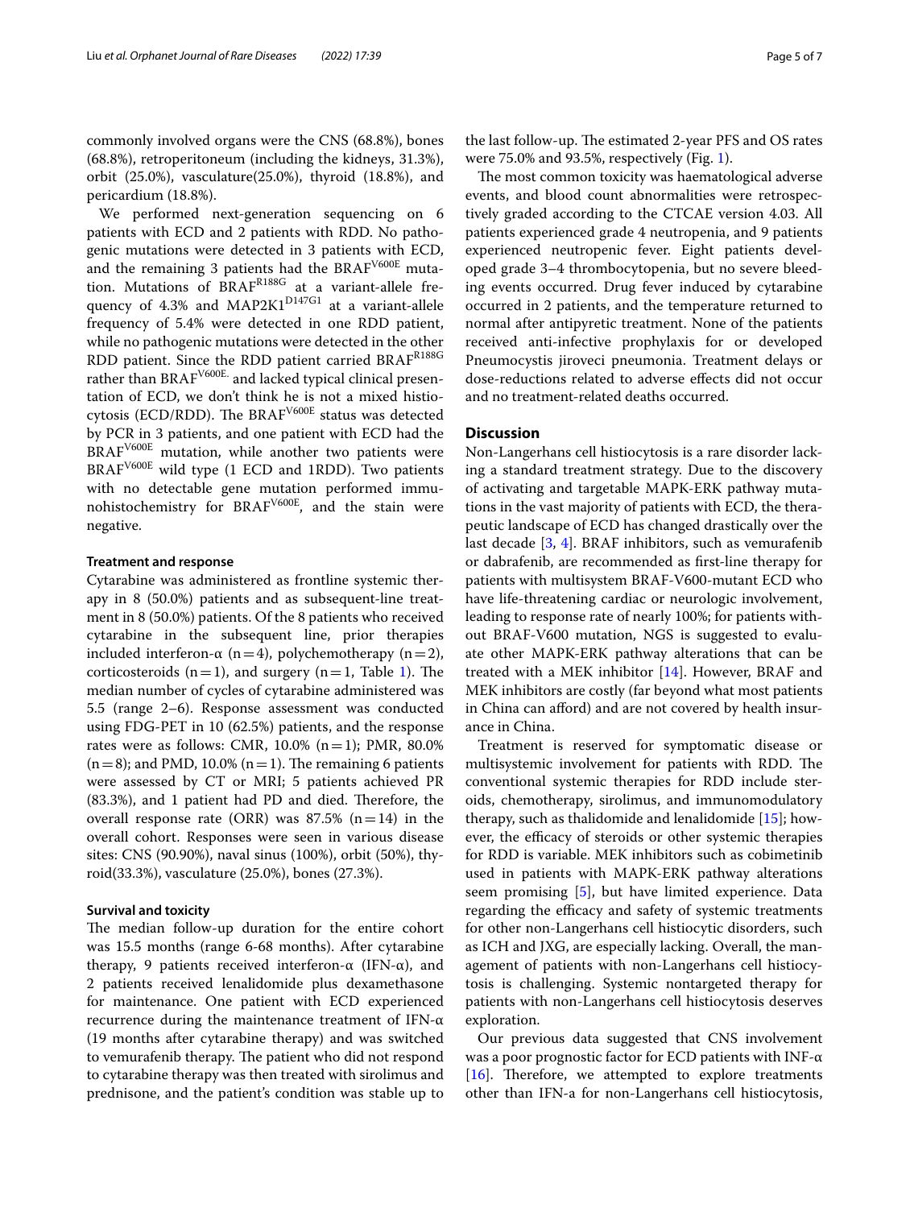commonly involved organs were the CNS (68.8%), bones (68.8%), retroperitoneum (including the kidneys, 31.3%), orbit (25.0%), vasculature(25.0%), thyroid (18.8%), and pericardium (18.8%).

We performed next-generation sequencing on 6 patients with ECD and 2 patients with RDD. No pathogenic mutations were detected in 3 patients with ECD, and the remaining 3 patients had the $BRAF^{V600E}$ mutation. Mutations of $BRAF^{R188G}$ at a variant-allele frequency of 4.3% and $MAP2K1^{D147G1}$ at a variant-allele frequency of 5.4% were detected in one RDD patient, while no pathogenic mutations were detected in the other RDD patient. Since the RDD patient carried $BRAF^{R188G}$ rather than $BRAF^{V600E.}$ and lacked typical clinical presentation of ECD, we don't think he is not a mixed histiocytosis (ECD/RDD). The $BRAF^{V600E}$ status was detected by PCR in 3 patients, and one patient with ECD had the $BRAF^{V600E}$ mutation, while another two patients were $BRAF^{V600E}$ wild type (1 ECD and 1RDD). Two patients with no detectable gene mutation performed immunohistochemistry for $BRAF^{V600E}$, and the stain were negative.

### Treatment and response

Cytarabine was administered as frontline systemic therapy in 8 (50.0%) patients and as subsequent-line treatment in 8 (50.0%) patients. Of the 8 patients who received cytarabine in the subsequent line, prior therapies included interferon-α (n = 4), polychemotherapy (n = 2), corticosteroids (n = 1), and surgery (n = 1, Table 1). The median number of cycles of cytarabine administered was 5.5 (range 2–6). Response assessment was conducted using FDG-PET in 10 (62.5%) patients, and the response rates were as follows: CMR, 10.0% (n = 1); PMR, 80.0% (n = 8); and PMD, 10.0% (n = 1). The remaining 6 patients were assessed by CT or MRI; 5 patients achieved PR (83.3%), and 1 patient had PD and died. Therefore, the overall response rate (ORR) was 87.5% (n = 14) in the overall cohort. Responses were seen in various disease sites: CNS (90.90%), naval sinus (100%), orbit (50%), thyroid(33.3%), vasculature (25.0%), bones (27.3%).

### Survival and toxicity

The median follow-up duration for the entire cohort was 15.5 months (range 6-68 months). After cytarabine therapy, 9 patients received interferon-α (IFN-α), and 2 patients received lenalidomide plus dexamethasone for maintenance. One patient with ECD experienced recurrence during the maintenance treatment of IFN-α (19 months after cytarabine therapy) and was switched to vemurafenib therapy. The patient who did not respond to cytarabine therapy was then treated with sirolimus and prednisone, and the patient's condition was stable up to the last follow-up. The estimated 2-year PFS and OS rates were 75.0% and 93.5%, respectively (Fig. 1).

The most common toxicity was haematological adverse events, and blood count abnormalities were retrospectively graded according to the CTCAE version 4.03. All patients experienced grade 4 neutropenia, and 9 patients experienced neutropenic fever. Eight patients developed grade 3–4 thrombocytopenia, but no severe bleeding events occurred. Drug fever induced by cytarabine occurred in 2 patients, and the temperature returned to normal after antipyretic treatment. None of the patients received anti-infective prophylaxis for or developed Pneumocystis jiroveci pneumonia. Treatment delays or dose-reductions related to adverse effects did not occur and no treatment-related deaths occurred.

## Discussion

Non-Langerhans cell histiocytosis is a rare disorder lacking a standard treatment strategy. Due to the discovery of activating and targetable MAPK-ERK pathway mutations in the vast majority of patients with ECD, the therapeutic landscape of ECD has changed drastically over the last decade [3, 4]. BRAF inhibitors, such as vemurafenib or dabrafenib, are recommended as first-line therapy for patients with multisystem BRAF-V600-mutant ECD who have life-threatening cardiac or neurologic involvement, leading to response rate of nearly 100%; for patients without BRAF-V600 mutation, NGS is suggested to evaluate other MAPK-ERK pathway alterations that can be treated with a MEK inhibitor [14]. However, BRAF and MEK inhibitors are costly (far beyond what most patients in China can afford) and are not covered by health insurance in China.

Treatment is reserved for symptomatic disease or multisystemic involvement for patients with RDD. The conventional systemic therapies for RDD include steroids, chemotherapy, sirolimus, and immunomodulatory therapy, such as thalidomide and lenalidomide [15]; however, the efficacy of steroids or other systemic therapies for RDD is variable. MEK inhibitors such as cobimetinib used in patients with MAPK-ERK pathway alterations seem promising [5], but have limited experience. Data regarding the efficacy and safety of systemic treatments for other non-Langerhans cell histiocytic disorders, such as ICH and JXG, are especially lacking. Overall, the management of patients with non-Langerhans cell histiocytosis is challenging. Systemic nontargeted therapy for patients with non-Langerhans cell histiocytosis deserves exploration.

Our previous data suggested that CNS involvement was a poor prognostic factor for ECD patients with INF-α [16]. Therefore, we attempted to explore treatments other than IFN-a for non-Langerhans cell histiocytosis,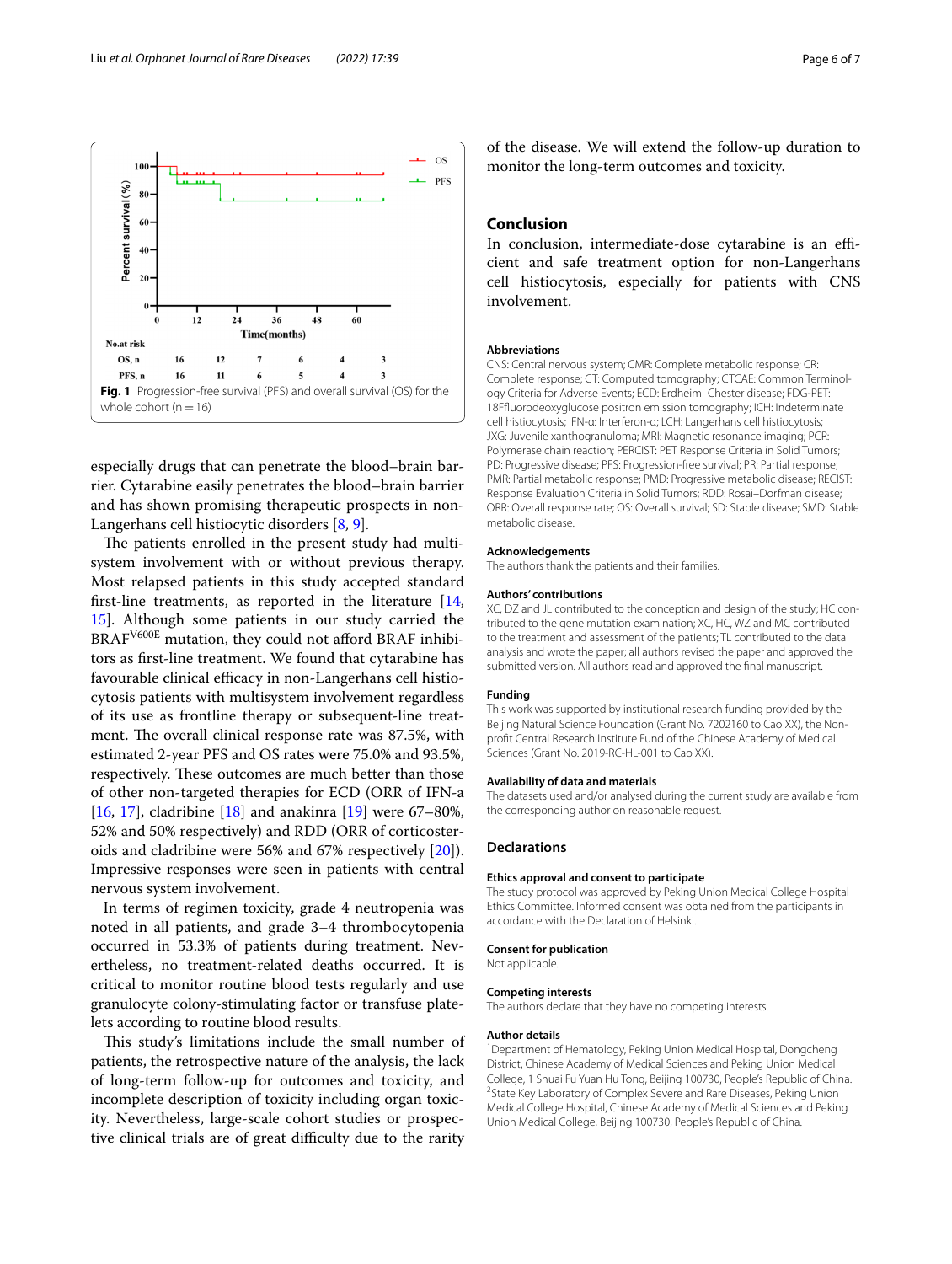Fig. 1 Progression-free survival (PFS) and overall survival (OS) for the whole cohort (n = 16)

especially drugs that can penetrate the blood–brain barrier. Cytarabine easily penetrates the blood–brain barrier and has shown promising therapeutic prospects in non-Langerhans cell histiocytic disorders [8, 9].

The patients enrolled in the present study had multisystem involvement with or without previous therapy. Most relapsed patients in this study accepted standard first-line treatments, as reported in the literature [14, 15]. Although some patients in our study carried the BRAF$^{V600E}$ mutation, they could not afford BRAF inhibitors as first-line treatment. We found that cytarabine has favourable clinical efficacy in non-Langerhans cell histiocytosis patients with multisystem involvement regardless of its use as frontline therapy or subsequent-line treatment. The overall clinical response rate was 87.5%, with estimated 2-year PFS and OS rates were 75.0% and 93.5%, respectively. These outcomes are much better than those of other non-targeted therapies for ECD (ORR of IFN-a [16, 17], cladribine [18] and anakinra [19] were 67–80%, 52% and 50% respectively) and RDD (ORR of corticosteroids and cladribine were 56% and 67% respectively [20]). Impressive responses were seen in patients with central nervous system involvement.

In terms of regimen toxicity, grade 4 neutropenia was noted in all patients, and grade 3–4 thrombocytopenia occurred in 53.3% of patients during treatment. Nevertheless, no treatment-related deaths occurred. It is critical to monitor routine blood tests regularly and use granulocyte colony-stimulating factor or transfuse platelets according to routine blood results.

This study's limitations include the small number of patients, the retrospective nature of the analysis, the lack of long-term follow-up for outcomes and toxicity, and incomplete description of toxicity including organ toxicity. Nevertheless, large-scale cohort studies or prospective clinical trials are of great difficulty due to the rarity of the disease. We will extend the follow-up duration to monitor the long-term outcomes and toxicity.

## Conclusion

In conclusion, intermediate-dose cytarabine is an efficient and safe treatment option for non-Langerhans cell histiocytosis, especially for patients with CNS involvement.

### Abbreviations

CNS: Central nervous system; CMR: Complete metabolic response; CR: Complete response; CT: Computed tomography; CTCAE: Common Terminology Criteria for Adverse Events; ECD: Erdheim–Chester disease; FDG-PET: 18Ffluorodeoxyglucose positron emission tomography; ICH: Indeterminate cell histiocytosis; IFN-α: Interferon-α; LCH: Langerhans cell histiocytosis; JXG: Juvenile xanthogranuloma; MRI: Magnetic resonance imaging; PCR: Polymerase chain reaction; PERCIST: PET Response Criteria in Solid Tumors; PD: Progressive disease; PFS: Progression-free survival; PR: Partial response; PMR: Partial metabolic response; PMD: Progressive metabolic disease; RECIST: Response Evaluation Criteria in Solid Tumors; RDD: Rosai–Dorfman disease; ORR: Overall response rate; OS: Overall survival; SD: Stable disease; SMD: Stable metabolic disease.

### Acknowledgements

The authors thank the patients and their families.

### Authors' contributions

XC, DZ and JL contributed to the conception and design of the study; HC contributed to the gene mutation examination; XC, HC, WZ and MC contributed to the treatment and assessment of the patients; TL contributed to the data analysis and wrote the paper; all authors revised the paper and approved the submitted version. All authors read and approved the final manuscript.

### Funding

This work was supported by institutional research funding provided by the Beijing Natural Science Foundation (Grant No. 7202160 to Cao XX), the Non-profit Central Research Institute Fund of the Chinese Academy of Medical Sciences (Grant No. 2019-RC-HL-001 to Cao XX).

### Availability of data and materials

The datasets used and/or analysed during the current study are available from the corresponding author on reasonable request.

## Declarations

### Ethics approval and consent to participate

The study protocol was approved by Peking Union Medical College Hospital Ethics Committee. Informed consent was obtained from the participants in accordance with the Declaration of Helsinki.

### Consent for publication

Not applicable.

### Competing interests

The authors declare that they have no competing interests.

### Author details

[1] Department of Hematology, Peking Union Medical Hospital, Dongcheng District, Chinese Academy of Medical Sciences and Peking Union Medical College, 1 Shuai Fu Yuan Hu Tong, Beijing 100730, People's Republic of China. [2] State Key Laboratory of Complex Severe and Rare Diseases, Peking Union Medical College Hospital, Chinese Academy of Medical Sciences and Peking Union Medical College, Beijing 100730, People's Republic of China.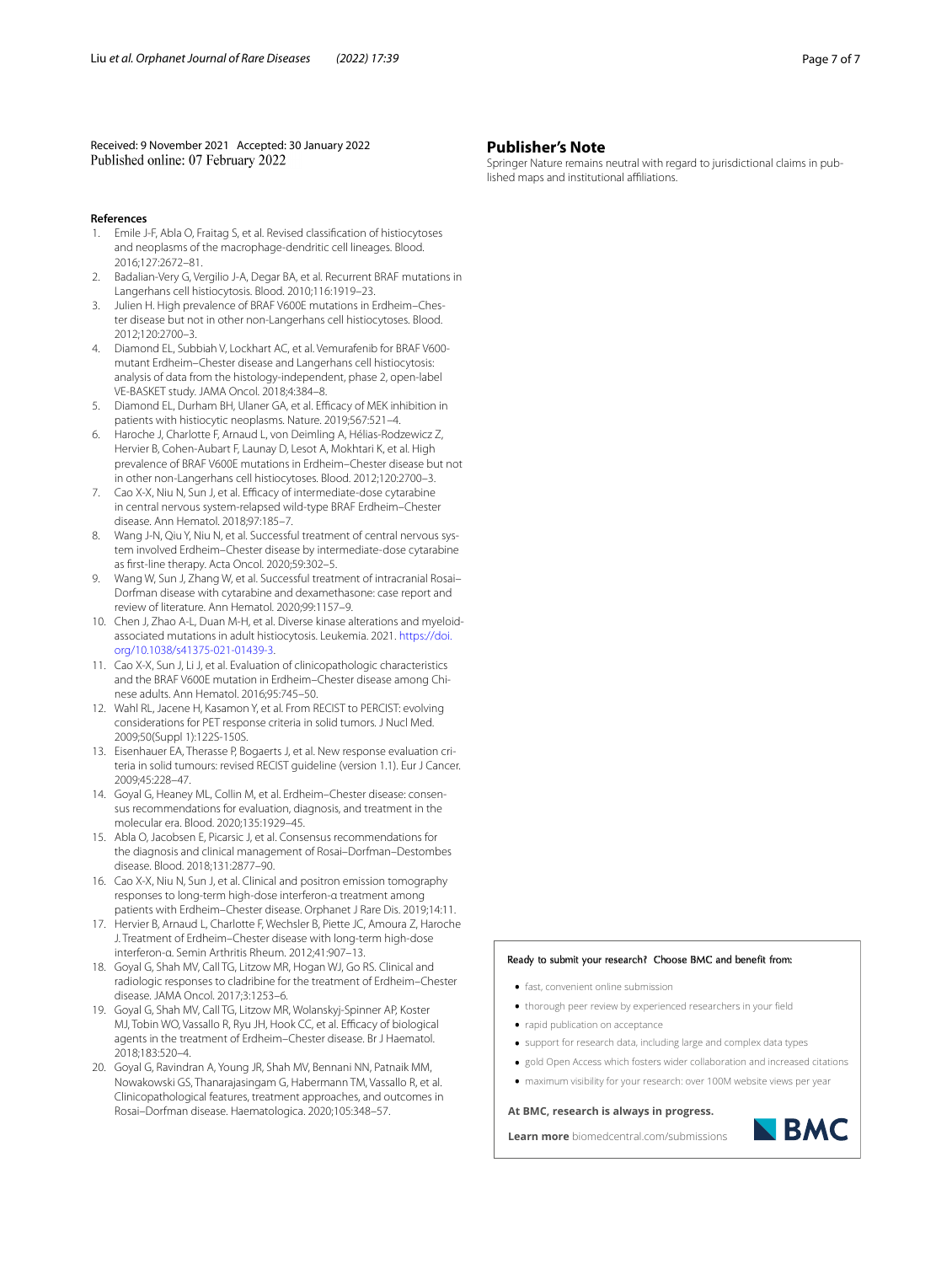Received: 9 November 2021 Accepted: 30 January 2022
Published online: 07 February 2022

### References

1. Emile J-F, Abla O, Fraitag S, et al. Revised classification of histiocytoses and neoplasms of the macrophage-dendritic cell lineages. Blood. 2016;127:2672–81.
2. Badalian-Very G, Vergilio J-A, Degar BA, et al. Recurrent BRAF mutations in Langerhans cell histiocytosis. Blood. 2010;116:1919–23.
3. Julien H. High prevalence of BRAF V600E mutations in Erdheim–Chester disease but not in other non-Langerhans cell histiocytoses. Blood. 2012;120:2700–3.
4. Diamond EL, Subbiah V, Lockhart AC, et al. Vemurafenib for BRAF V600-mutant Erdheim–Chester disease and Langerhans cell histiocytosis: analysis of data from the histology-independent, phase 2, open-label VE-BASKET study. JAMA Oncol. 2018;4:384–8.
5. Diamond EL, Durham BH, Ulaner GA, et al. Efficacy of MEK inhibition in patients with histiocytic neoplasms. Nature. 2019;567:521–4.
6. Haroche J, Charlotte F, Arnaud L, von Deimling A, Hélias-Rodzewicz Z, Hervier B, Cohen-Aubart F, Launay D, Lesot A, Mokhtari K, et al. High prevalence of BRAF V600E mutations in Erdheim–Chester disease but not in other non-Langerhans cell histiocytoses. Blood. 2012;120:2700–3.
7. Cao X-X, Niu N, Sun J, et al. Efficacy of intermediate-dose cytarabine in central nervous system-relapsed wild-type BRAF Erdheim–Chester disease. Ann Hematol. 2018;97:185–7.
8. Wang J-N, Qiu Y, Niu N, et al. Successful treatment of central nervous system involved Erdheim–Chester disease by intermediate-dose cytarabine as first-line therapy. Acta Oncol. 2020;59:302–5.
9. Wang W, Sun J, Zhang W, et al. Successful treatment of intracranial Rosai–Dorfman disease with cytarabine and dexamethasone: case report and review of literature. Ann Hematol. 2020;99:1157–9.
10. Chen J, Zhao A-L, Duan M-H, et al. Diverse kinase alterations and myeloid-associated mutations in adult histiocytosis. Leukemia. 2021. https://doi.org/10.1038/s41375-021-01439-3.
11. Cao X-X, Sun J, Li J, et al. Evaluation of clinicopathologic characteristics and the BRAF V600E mutation in Erdheim–Chester disease among Chinese adults. Ann Hematol. 2016;95:745–50.
12. Wahl RL, Jacene H, Kasamon Y, et al. From RECIST to PERCIST: evolving considerations for PET response criteria in solid tumors. J Nucl Med. 2009;50(Suppl 1):122S-150S.
13. Eisenhauer EA, Therasse P, Bogaerts J, et al. New response evaluation criteria in solid tumours: revised RECIST guideline (version 1.1). Eur J Cancer. 2009;45:228–47.
14. Goyal G, Heaney ML, Collin M, et al. Erdheim–Chester disease: consensus recommendations for evaluation, diagnosis, and treatment in the molecular era. Blood. 2020;135:1929–45.
15. Abla O, Jacobsen E, Picarsic J, et al. Consensus recommendations for the diagnosis and clinical management of Rosai–Dorfman–Destombes disease. Blood. 2018;131:2877–90.
16. Cao X-X, Niu N, Sun J, et al. Clinical and positron emission tomography responses to long-term high-dose interferon-α treatment among patients with Erdheim–Chester disease. Orphanet J Rare Dis. 2019;14:11.
17. Hervier B, Arnaud L, Charlotte F, Wechsler B, Piette JC, Amoura Z, Haroche J. Treatment of Erdheim–Chester disease with long-term high-dose interferon-α. Semin Arthritis Rheum. 2012;41:907–13.
18. Goyal G, Shah MV, Call TG, Litzow MR, Hogan WJ, Go RS. Clinical and radiologic responses to cladribine for the treatment of Erdheim–Chester disease. JAMA Oncol. 2017;3:1253–6.
19. Goyal G, Shah MV, Call TG, Litzow MR, Wolanskyj-Spinner AP, Koster MJ, Tobin WO, Vassallo R, Ryu JH, Hook CC, et al. Efficacy of biological agents in the treatment of Erdheim–Chester disease. Br J Haematol. 2018;183:520–4.
20. Goyal G, Ravindran A, Young JR, Shah MV, Bennani NN, Patnaik MM, Nowakowski GS, Thanarajasingam G, Habermann TM, Vassallo R, et al. Clinicopathological features, treatment approaches, and outcomes in Rosai–Dorfman disease. Haematologica. 2020;105:348–57.

## Publisher's Note

Springer Nature remains neutral with regard to jurisdictional claims in published maps and institutional affiliations.

Ready to submit your research? Choose BMC and benefit from:

- fast, convenient online submission
- thorough peer review by experienced researchers in your field
- rapid publication on acceptance
- support for research data, including large and complex data types
- gold Open Access which fosters wider collaboration and increased citations
- maximum visibility for your research: over 100M website views per year

**At BMC, research is always in progress.**

**Learn more** biomedcentral.com/submissions

BMC